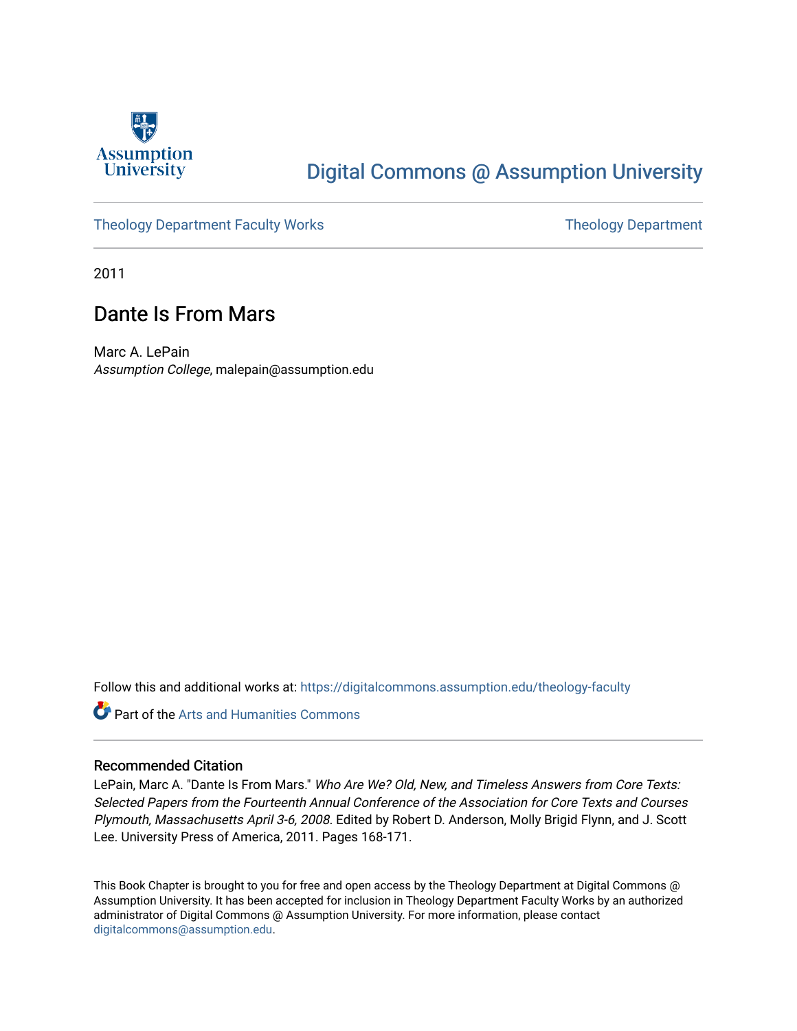Assumption University

Digital Commons @ Assumption University

Theology Department Faculty Works

Theology Department

2011

# Dante Is From Mars

Marc A. LePain
*Assumption College*, malepain@assumption.edu

Follow this and additional works at: https://digitalcommons.assumption.edu/theology-faculty

Part of the Arts and Humanities Commons

## Recommended Citation

LePain, Marc A. "Dante Is From Mars." *Who Are We? Old, New, and Timeless Answers from Core Texts: Selected Papers from the Fourteenth Annual Conference of the Association for Core Texts and Courses Plymouth, Massachusetts April 3-6, 2008*. Edited by Robert D. Anderson, Molly Brigid Flynn, and J. Scott Lee. University Press of America, 2011. Pages 168-171.

This Book Chapter is brought to you for free and open access by the Theology Department at Digital Commons @ Assumption University. It has been accepted for inclusion in Theology Department Faculty Works by an authorized administrator of Digital Commons @ Assumption University. For more information, please contact digitalcommons@assumption.edu.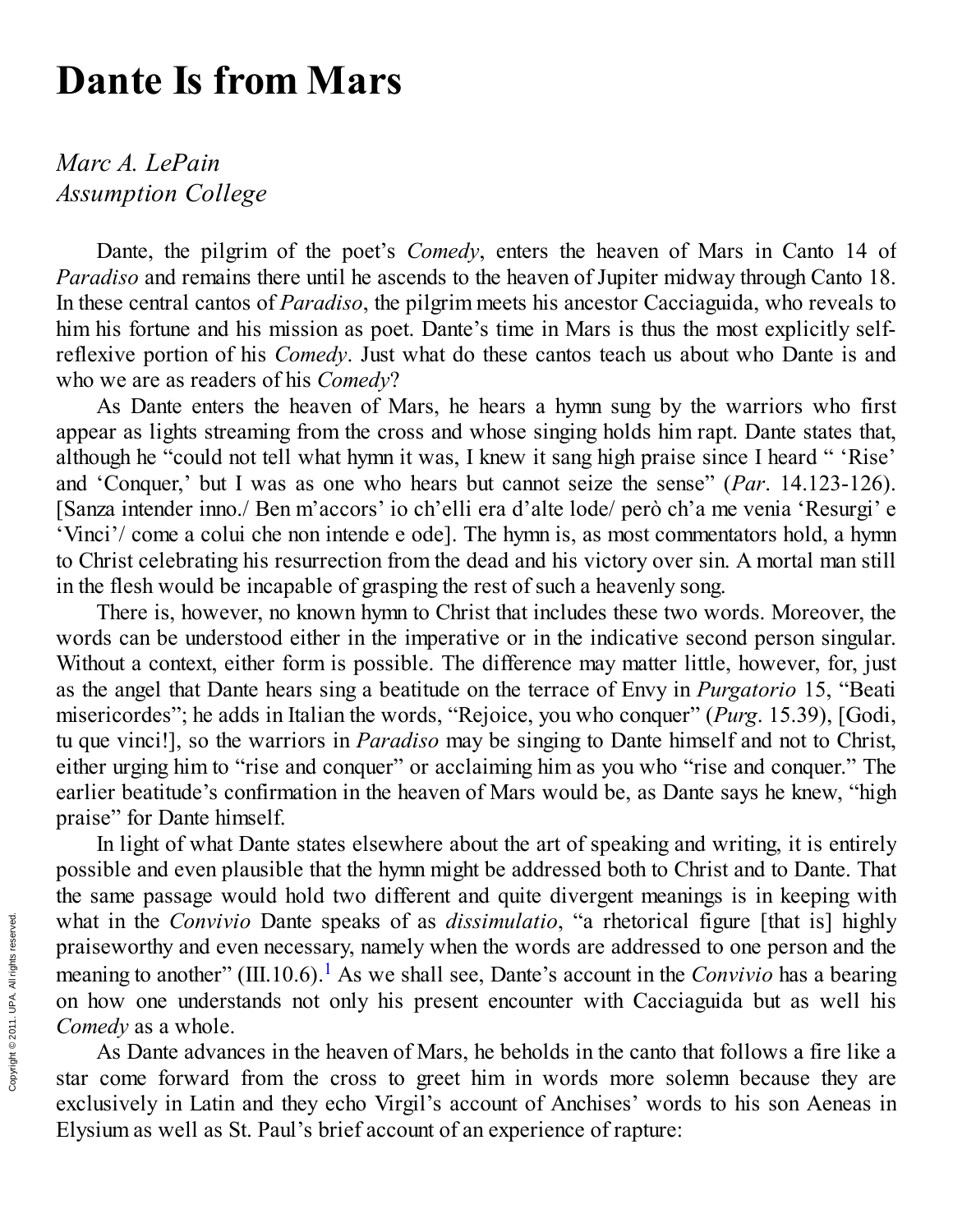# Dante Is from Mars

*Marc A. LePain*
*Assumption College*

Dante, the pilgrim of the poet's *Comedy*, enters the heaven of Mars in Canto 14 of *Paradiso* and remains there until he ascends to the heaven of Jupiter midway through Canto 18. In these central cantos of *Paradiso*, the pilgrim meets his ancestor Cacciaguida, who reveals to him his fortune and his mission as poet. Dante's time in Mars is thus the most explicitly self-reflexive portion of his *Comedy*. Just what do these cantos teach us about who Dante is and who we are as readers of his *Comedy*?

As Dante enters the heaven of Mars, he hears a hymn sung by the warriors who first appear as lights streaming from the cross and whose singing holds him rapt. Dante states that, although he "could not tell what hymn it was, I knew it sang high praise since I heard " 'Rise' and 'Conquer,' but I was as one who hears but cannot seize the sense" (*Par*. 14.123-126). [Sanza intender inno./ Ben m'accors' io ch'elli era d'alte lode/ però ch'a me venia 'Resurgi' e 'Vinci'/ come a colui che non intende e ode]. The hymn is, as most commentators hold, a hymn to Christ celebrating his resurrection from the dead and his victory over sin. A mortal man still in the flesh would be incapable of grasping the rest of such a heavenly song.

There is, however, no known hymn to Christ that includes these two words. Moreover, the words can be understood either in the imperative or in the indicative second person singular. Without a context, either form is possible. The difference may matter little, however, for, just as the angel that Dante hears sing a beatitude on the terrace of Envy in *Purgatorio* 15, "Beati misericordes"; he adds in Italian the words, "Rejoice, you who conquer" (*Purg*. 15.39), [Godi, tu que vinci!], so the warriors in *Paradiso* may be singing to Dante himself and not to Christ, either urging him to "rise and conquer" or acclaiming him as you who "rise and conquer." The earlier beatitude's confirmation in the heaven of Mars would be, as Dante says he knew, "high praise" for Dante himself.

In light of what Dante states elsewhere about the art of speaking and writing, it is entirely possible and even plausible that the hymn might be addressed both to Christ and to Dante. That the same passage would hold two different and quite divergent meanings is in keeping with what in the *Convivio* Dante speaks of as *dissimulatio*, "a rhetorical figure [that is] highly praiseworthy and even necessary, namely when the words are addressed to one person and the meaning to another" (III.10.6).[1] As we shall see, Dante's account in the *Convivio* has a bearing on how one understands not only his present encounter with Cacciaguida but as well his *Comedy* as a whole.

As Dante advances in the heaven of Mars, he beholds in the canto that follows a fire like a star come forward from the cross to greet him in words more solemn because they are exclusively in Latin and they echo Virgil's account of Anchises' words to his son Aeneas in Elysium as well as St. Paul's brief account of an experience of rapture: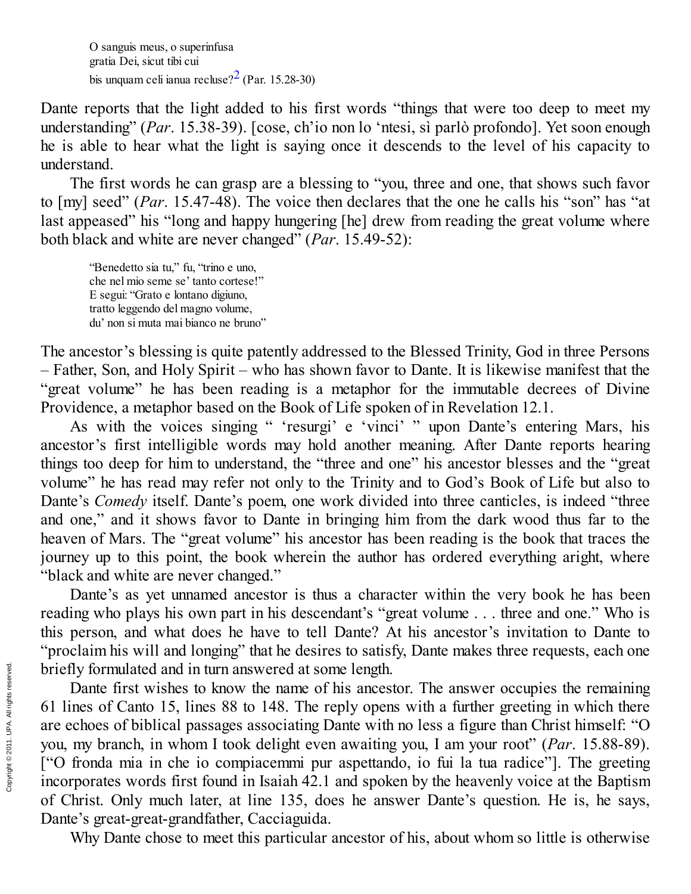> O sanguis meus, o superinfusa
> gratia Dei, sicut tibi cui
> bis unquam celi ianua recluse?[2] (Par. 15.28-30)

Dante reports that the light added to his first words "things that were too deep to meet my understanding" (*Par*. 15.38-39). [cose, ch'io non lo 'ntesi, sì parlò profondo]. Yet soon enough he is able to hear what the light is saying once it descends to the level of his capacity to understand.

The first words he can grasp are a blessing to "you, three and one, that shows such favor to [my] seed" (*Par*. 15.47-48). The voice then declares that the one he calls his "son" has "at last appeased" his "long and happy hungering [he] drew from reading the great volume where both black and white are never changed" (*Par*. 15.49-52):

> "Benedetto sia tu," fu, "trino e uno,
> che nel mio seme se' tanto cortese!"
> E segui: "Grato e lontano digiuno,
> tratto leggendo del magno volume,
> du' non si muta mai bianco ne bruno"

The ancestor's blessing is quite patently addressed to the Blessed Trinity, God in three Persons – Father, Son, and Holy Spirit – who has shown favor to Dante. It is likewise manifest that the "great volume" he has been reading is a metaphor for the immutable decrees of Divine Providence, a metaphor based on the Book of Life spoken of in Revelation 12.1.

As with the voices singing " 'resurgi' e 'vinci' " upon Dante's entering Mars, his ancestor's first intelligible words may hold another meaning. After Dante reports hearing things too deep for him to understand, the "three and one" his ancestor blesses and the "great volume" he has read may refer not only to the Trinity and to God's Book of Life but also to Dante's *Comedy* itself. Dante's poem, one work divided into three canticles, is indeed "three and one," and it shows favor to Dante in bringing him from the dark wood thus far to the heaven of Mars. The "great volume" his ancestor has been reading is the book that traces the journey up to this point, the book wherein the author has ordered everything aright, where "black and white are never changed."

Dante's as yet unnamed ancestor is thus a character within the very book he has been reading who plays his own part in his descendant's "great volume . . . three and one." Who is this person, and what does he have to tell Dante? At his ancestor's invitation to Dante to "proclaim his will and longing" that he desires to satisfy, Dante makes three requests, each one briefly formulated and in turn answered at some length.

Dante first wishes to know the name of his ancestor. The answer occupies the remaining 61 lines of Canto 15, lines 88 to 148. The reply opens with a further greeting in which there are echoes of biblical passages associating Dante with no less a figure than Christ himself: "O you, my branch, in whom I took delight even awaiting you, I am your root" (*Par*. 15.88-89). ["O fronda mia in che io compiacemmi pur aspettando, io fui la tua radice"]. The greeting incorporates words first found in Isaiah 42.1 and spoken by the heavenly voice at the Baptism of Christ. Only much later, at line 135, does he answer Dante's question. He is, he says, Dante's great-great-grandfather, Cacciaguida.

Why Dante chose to meet this particular ancestor of his, about whom so little is otherwise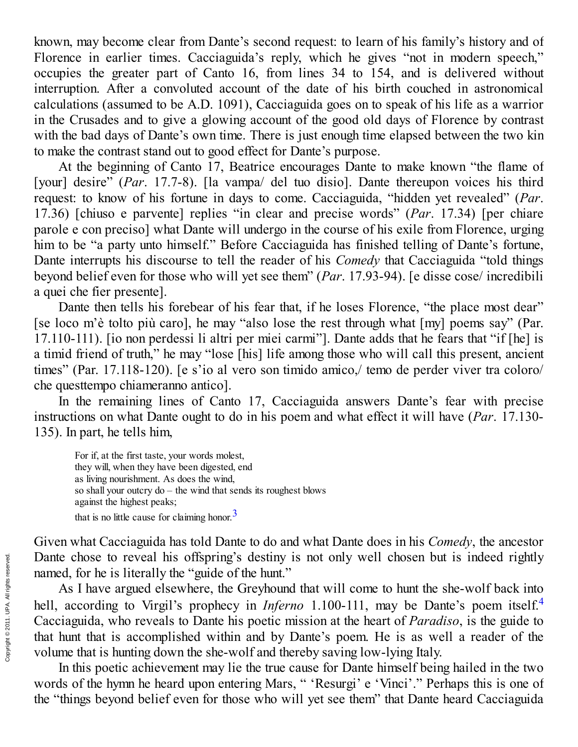known, may become clear from Dante's second request: to learn of his family's history and of Florence in earlier times. Cacciaguida's reply, which he gives "not in modern speech," occupies the greater part of Canto 16, from lines 34 to 154, and is delivered without interruption. After a convoluted account of the date of his birth couched in astronomical calculations (assumed to be A.D. 1091), Cacciaguida goes on to speak of his life as a warrior in the Crusades and to give a glowing account of the good old days of Florence by contrast with the bad days of Dante's own time. There is just enough time elapsed between the two kin to make the contrast stand out to good effect for Dante's purpose.

At the beginning of Canto 17, Beatrice encourages Dante to make known "the flame of [your] desire" (*Par*. 17.7-8). [la vampa/ del tuo disio]. Dante thereupon voices his third request: to know of his fortune in days to come. Cacciaguida, "hidden yet revealed" (*Par*. 17.36) [chiuso e parvente] replies "in clear and precise words" (*Par*. 17.34) [per chiare parole e con preciso] what Dante will undergo in the course of his exile from Florence, urging him to be "a party unto himself." Before Cacciaguida has finished telling of Dante's fortune, Dante interrupts his discourse to tell the reader of his *Comedy* that Cacciaguida "told things beyond belief even for those who will yet see them" (*Par*. 17.93-94). [e disse cose/ incredibili a quei che fier presente].

Dante then tells his forebear of his fear that, if he loses Florence, "the place most dear" [se loco m'è tolto più caro], he may "also lose the rest through what [my] poems say" (Par. 17.110-111). [io non perdessi li altri per miei carmi"]. Dante adds that he fears that "if [he] is a timid friend of truth," he may "lose [his] life among those who will call this present, ancient times" (Par. 17.118-120). [e s'io al vero son timido amico,/ temo de perder viver tra coloro/ che questtempo chiameranno antico].

In the remaining lines of Canto 17, Cacciaguida answers Dante's fear with precise instructions on what Dante ought to do in his poem and what effect it will have (*Par*. 17.130-135). In part, he tells him,

> For if, at the first taste, your words molest,
> they will, when they have been digested, end
> as living nourishment. As does the wind,
> so shall your outcry do – the wind that sends its roughest blows
> against the highest peaks;
> that is no little cause for claiming honor.[3]

Given what Cacciaguida has told Dante to do and what Dante does in his *Comedy*, the ancestor Dante chose to reveal his offspring's destiny is not only well chosen but is indeed rightly named, for he is literally the "guide of the hunt."

As I have argued elsewhere, the Greyhound that will come to hunt the she-wolf back into hell, according to Virgil's prophecy in *Inferno* 1.100-111, may be Dante's poem itself.[4] Cacciaguida, who reveals to Dante his poetic mission at the heart of *Paradiso*, is the guide to that hunt that is accomplished within and by Dante's poem. He is as well a reader of the volume that is hunting down the she-wolf and thereby saving low-lying Italy.

In this poetic achievement may lie the true cause for Dante himself being hailed in the two words of the hymn he heard upon entering Mars, " 'Resurgi' e 'Vinci'." Perhaps this is one of the "things beyond belief even for those who will yet see them" that Dante heard Cacciaguida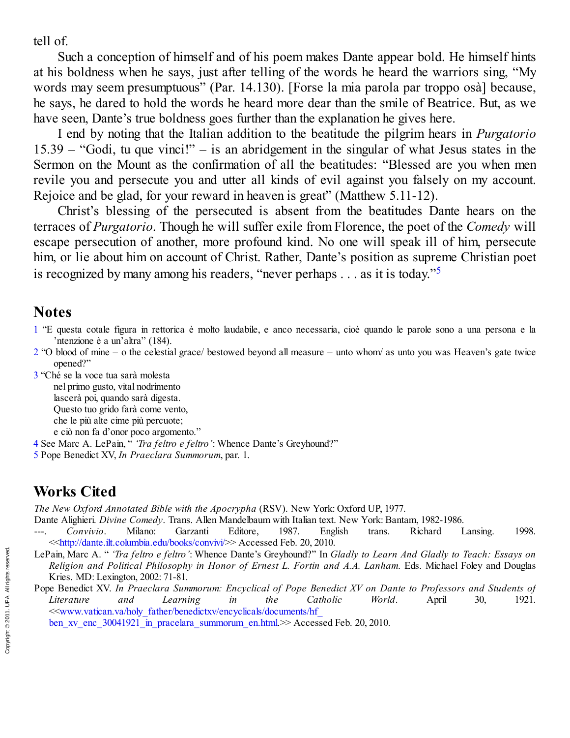tell of.

Such a conception of himself and of his poem makes Dante appear bold. He himself hints at his boldness when he says, just after telling of the words he heard the warriors sing, "My words may seem presumptuous" (Par. 14.130). [Forse la mia parola par troppo osà] because, he says, he dared to hold the words he heard more dear than the smile of Beatrice. But, as we have seen, Dante's true boldness goes further than the explanation he gives here.

I end by noting that the Italian addition to the beatitude the pilgrim hears in *Purgatorio* 15.39 – "Godi, tu que vinci!" – is an abridgement in the singular of what Jesus states in the Sermon on the Mount as the confirmation of all the beatitudes: "Blessed are you when men revile you and persecute you and utter all kinds of evil against you falsely on my account. Rejoice and be glad, for your reward in heaven is great" (Matthew 5.11-12).

Christ's blessing of the persecuted is absent from the beatitudes Dante hears on the terraces of *Purgatorio*. Though he will suffer exile from Florence, the poet of the *Comedy* will escape persecution of another, more profound kind. No one will speak ill of him, persecute him, or lie about him on account of Christ. Rather, Dante's position as supreme Christian poet is recognized by many among his readers, "never perhaps . . . as it is today."[5]

## Notes

1 "E questa cotale figura in rettorica è molto laudabile, e anco necessaria, cioè quando le parole sono a una persona e la 'ntenzione è a un'altra" (184).

2 "O blood of mine – o the celestial grace/ bestowed beyond all measure – unto whom/ as unto you was Heaven's gate twice opened?"

3 "Ché se la voce tua sarà molesta
nel primo gusto, vital nodrimento
lascerà poi, quando sarà digesta.
Questo tuo grido farà come vento,
che le più alte cime più percuote;
e ciò non fa d'onor poco argomento."

4 See Marc A. LePain, " *'Tra feltro e feltro'*: Whence Dante's Greyhound?"

5 Pope Benedict XV, *In Praeclara Summorum*, par. 1.

## Works Cited

*The New Oxford Annotated Bible with the Apocrypha* (RSV). New York: Oxford UP, 1977.

Dante Alighieri. *Divine Comedy*. Trans. Allen Mandelbaum with Italian text. New York: Bantam, 1982-1986.

---. *Convivio*. Milano: Garzanti Editore, 1987. English trans. Richard Lansing. 1998. <<http://dante.ilt.columbia.edu/books/convivi/>> Accessed Feb. 20, 2010.

LePain, Marc A. " *'Tra feltro e feltro'*: Whence Dante's Greyhound?" In *Gladly to Learn And Gladly to Teach: Essays on Religion and Political Philosophy in Honor of Ernest L. Fortin and A.A. Lanham*. Eds. Michael Foley and Douglas Kries. MD: Lexington, 2002: 71-81.

Pope Benedict XV. *In Praeclara Summorum: Encyclical of Pope Benedict XV on Dante to Professors and Students of Literature and Learning in the Catholic World*. April 30, 1921. <<www.vatican.va/holy_father/benedictxv/encyclicals/documents/hf_ben_xv_enc_30041921_in_pracelara_summorum_en.html.>> Accessed Feb. 20, 2010.